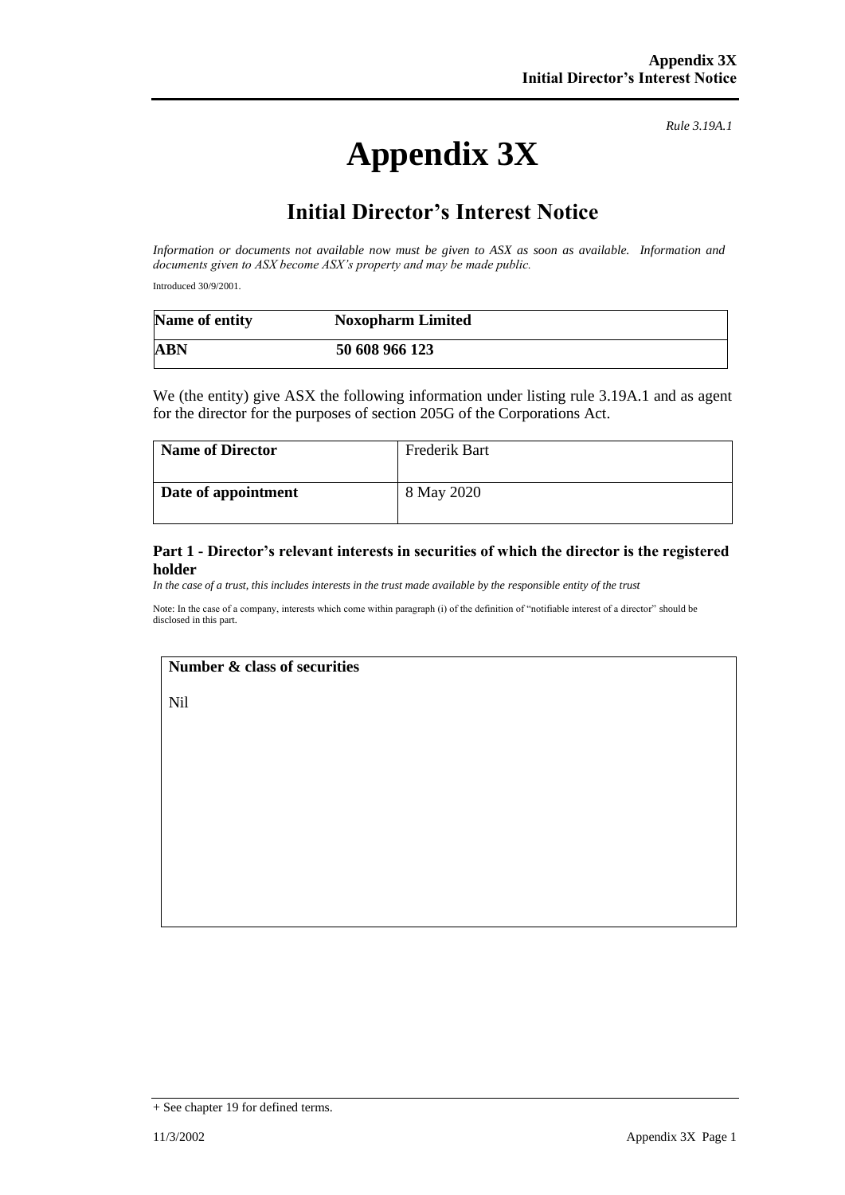*Rule 3.19A.1*

# Appendix 3X

## Initial Director's Interest Notice

*Information or documents not available now must be given to ASX as soon as available. Information and documents given to ASX become ASX's property and may be made public.*

Introduced 30/9/2001.

| **Name of entity** | **Noxopharm Limited** |
|---|---|
| **ABN** | **50 608 966 123** |

We (the entity) give ASX the following information under listing rule 3.19A.1 and as agent for the director for the purposes of section 205G of the Corporations Act.

| **Name of Director** | Frederik Bart |
|---|---|
| **Date of appointment** | 8 May 2020 |

### Part 1 - Director's relevant interests in securities of which the director is the registered holder

*In the case of a trust, this includes interests in the trust made available by the responsible entity of the trust*

Note: In the case of a company, interests which come within paragraph (i) of the definition of "notifiable interest of a director" should be disclosed in this part.

| **Number & class of securities** |
|---|
| Nil |

+ See chapter 19 for defined terms.

11/3/2002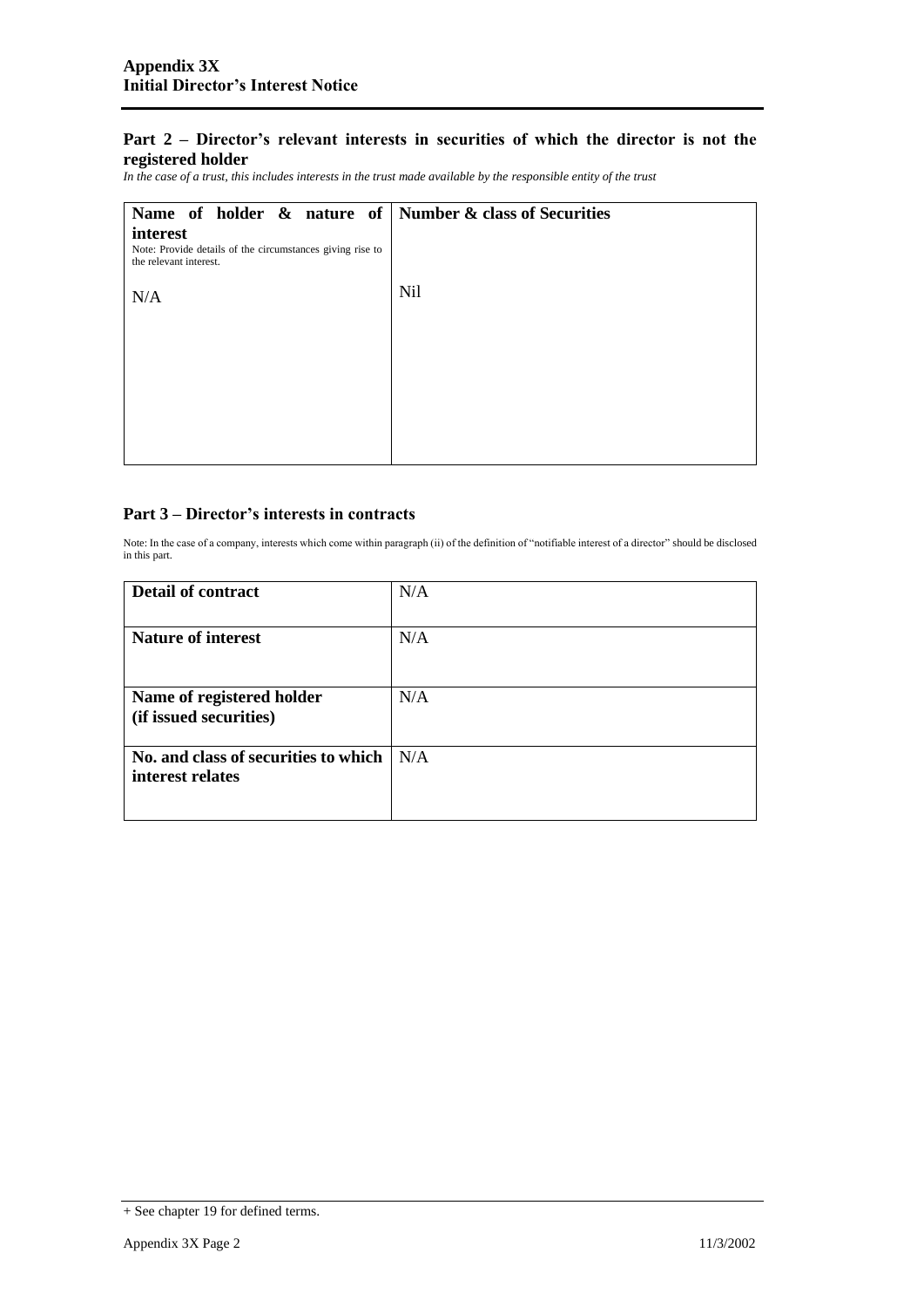## Part 2 – Director's relevant interests in securities of which the director is not the registered holder

*In the case of a trust, this includes interests in the trust made available by the responsible entity of the trust*

| Name of holder & nature of interest<br>Note: Provide details of the circumstances giving rise to the relevant interest. | Number & class of Securities |
|---|---|
| N/A | Nil |

## Part 3 – Director's interests in contracts

Note: In the case of a company, interests which come within paragraph (ii) of the definition of "notifiable interest of a director" should be disclosed in this part.

| | |
|---|---|
| **Detail of contract** | N/A |
| **Nature of interest** | N/A |
| **Name of registered holder (if issued securities)** | N/A |
| **No. and class of securities to which interest relates** | N/A |

+ See chapter 19 for defined terms.